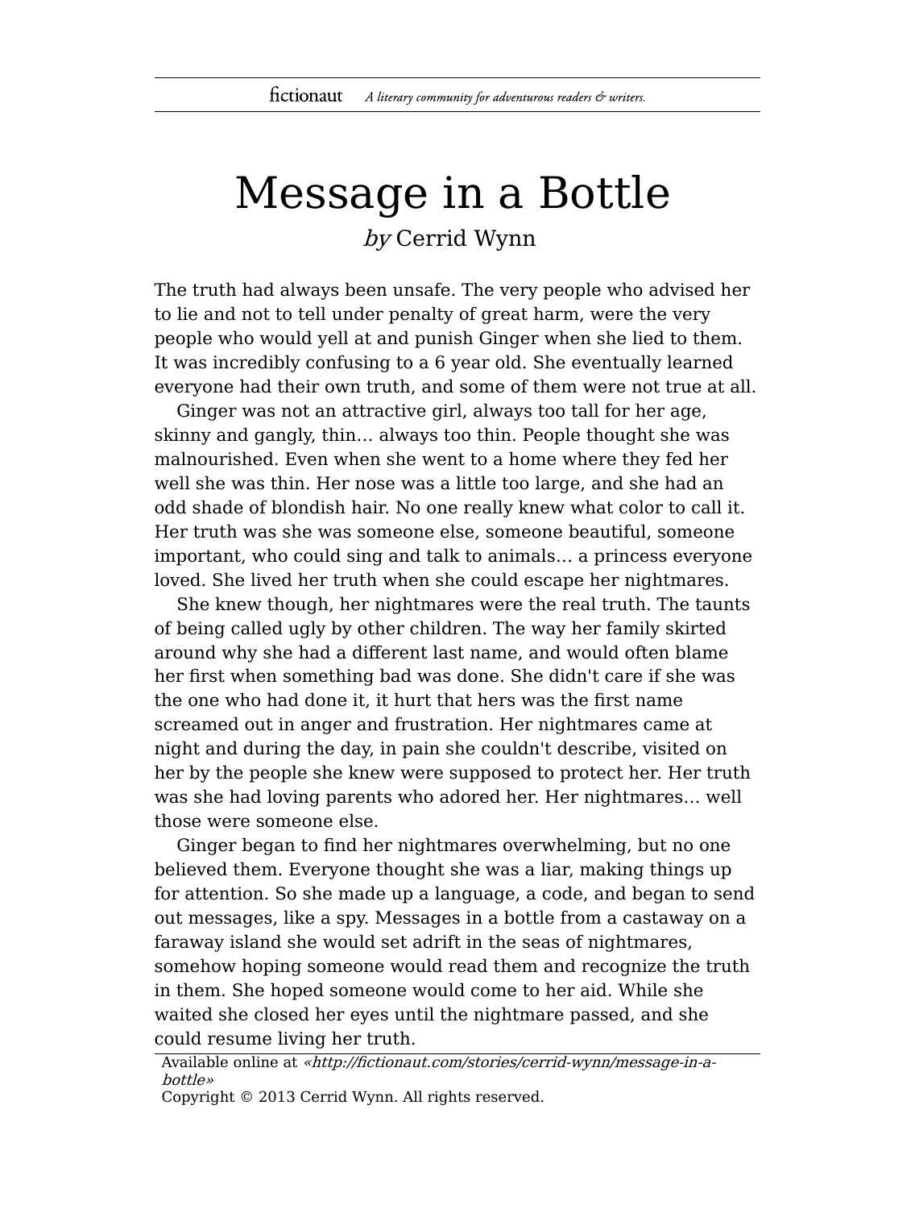# Message in a Bottle

*by* Cerrid Wynn

The truth had always been unsafe. The very people who advised her to lie and not to tell under penalty of great harm, were the very people who would yell at and punish Ginger when she lied to them. It was incredibly confusing to a 6 year old. She eventually learned everyone had their own truth, and some of them were not true at all.

Ginger was not an attractive girl, always too tall for her age, skinny and gangly, thin… always too thin. People thought she was malnourished. Even when she went to a home where they fed her well she was thin. Her nose was a little too large, and she had an odd shade of blondish hair. No one really knew what color to call it. Her truth was she was someone else, someone beautiful, someone important, who could sing and talk to animals… a princess everyone loved. She lived her truth when she could escape her nightmares.

She knew though, her nightmares were the real truth. The taunts of being called ugly by other children. The way her family skirted around why she had a different last name, and would often blame her first when something bad was done. She didn't care if she was the one who had done it, it hurt that hers was the first name screamed out in anger and frustration. Her nightmares came at night and during the day, in pain she couldn't describe, visited on her by the people she knew were supposed to protect her. Her truth was she had loving parents who adored her. Her nightmares… well those were someone else.

Ginger began to find her nightmares overwhelming, but no one believed them. Everyone thought she was a liar, making things up for attention. So she made up a language, a code, and began to send out messages, like a spy. Messages in a bottle from a castaway on a faraway island she would set adrift in the seas of nightmares, somehow hoping someone would read them and recognize the truth in them. She hoped someone would come to her aid. While she waited she closed her eyes until the nightmare passed, and she could resume living her truth.

Available online at *«http://fictionaut.com/stories/cerrid-wynn/message-in-a-bottle»*
Copyright © 2013 Cerrid Wynn. All rights reserved.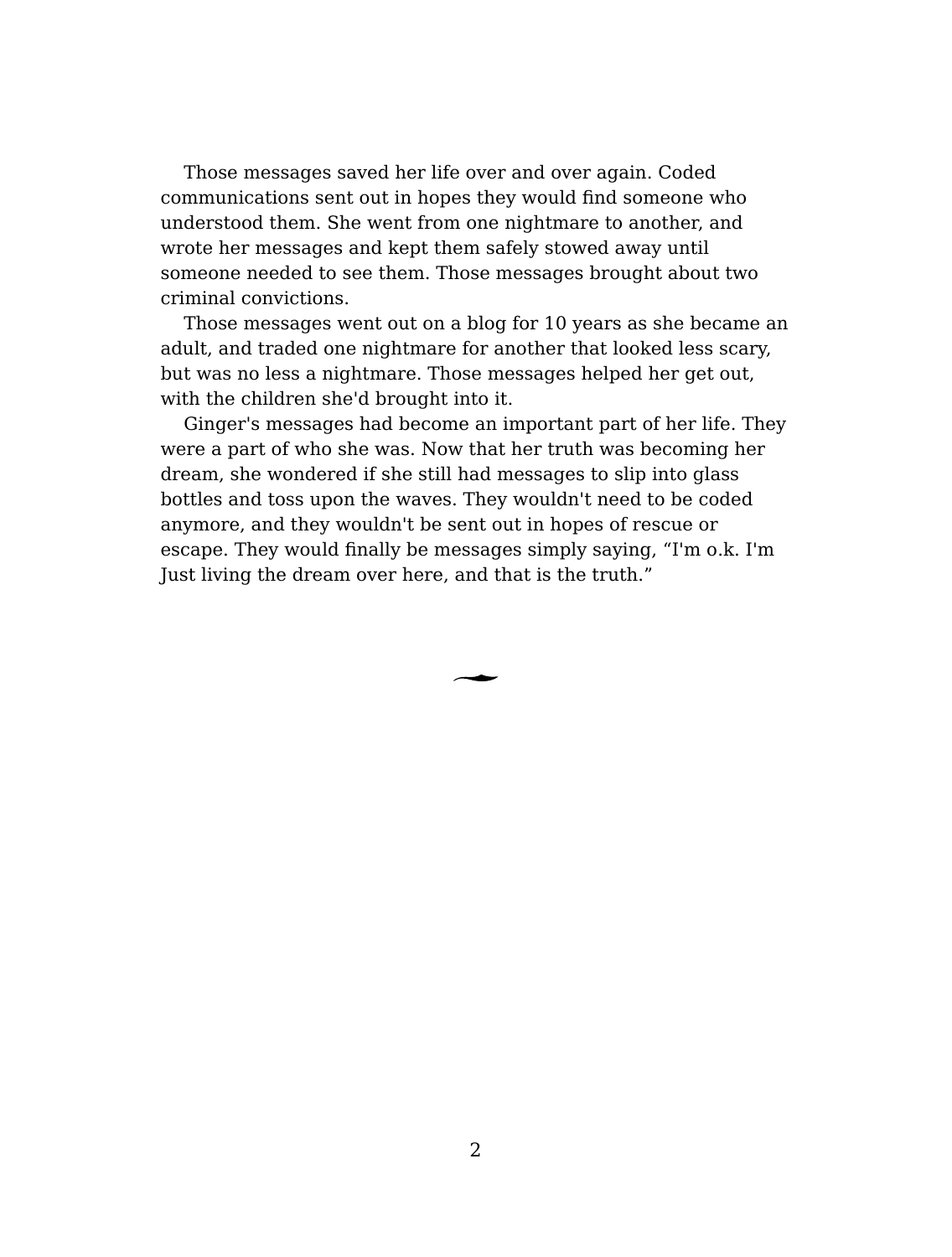Those messages saved her life over and over again. Coded communications sent out in hopes they would find someone who understood them. She went from one nightmare to another, and wrote her messages and kept them safely stowed away until someone needed to see them. Those messages brought about two criminal convictions.

Those messages went out on a blog for 10 years as she became an adult, and traded one nightmare for another that looked less scary, but was no less a nightmare. Those messages helped her get out, with the children she'd brought into it.

Ginger's messages had become an important part of her life. They were a part of who she was. Now that her truth was becoming her dream, she wondered if she still had messages to slip into glass bottles and toss upon the waves. They wouldn't need to be coded anymore, and they wouldn't be sent out in hopes of rescue or escape. They would finally be messages simply saying, “I'm o.k. I'm Just living the dream over here, and that is the truth.”